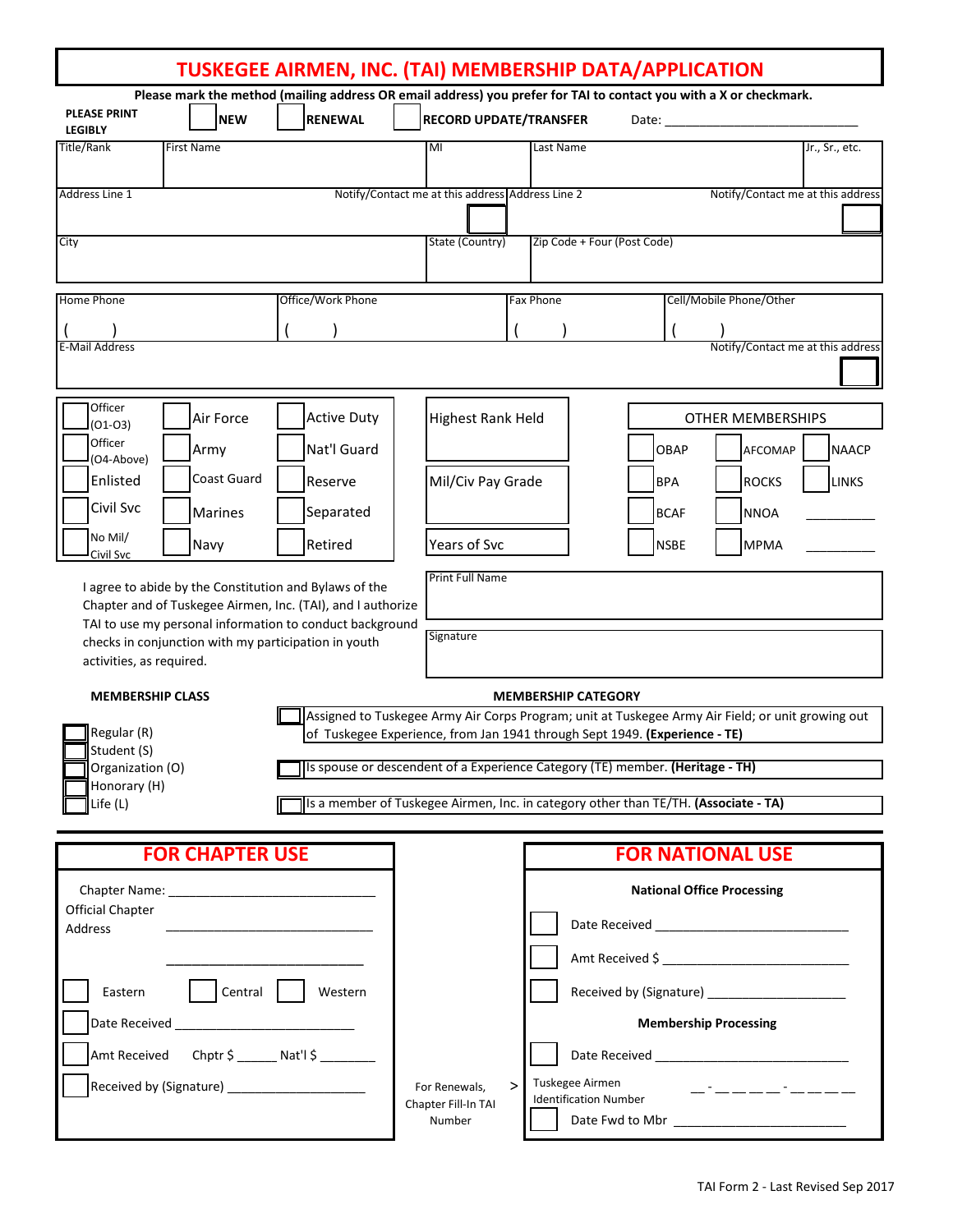# TUSKEGEE AIRMEN, INC. (TAI) MEMBERSHIP DATA/APPLICATION

**Please mark the method (mailing address OR email address) you prefer for TAI to contact you with a X or checkmark.**

**PLEASE PRINT LEGIBLY** ☐ **NEW** ☐ **RENEWAL** ☐ **RECORD UPDATE/TRANSFER** Date: ___________________________

| Title/Rank | First Name | MI | Last Name | Jr., Sr., etc. |
|---|---|---|---|---|
| | | | | |

| Address Line 1 | Notify/Contact me at this address ☐ | Address Line 2 | Notify/Contact me at this address ☐ |
|---|---|---|---|
| | | | |

| City | State (Country) | Zip Code + Four (Post Code) |
|---|---|---|
| | | |

| Home Phone | Office/Work Phone | Fax Phone | Cell/Mobile Phone/Other |
|---|---|---|---|
| ( ) | ( ) | ( ) | ( ) |

| E-Mail Address | Notify/Contact me at this address ☐ |
|---|---|
| | |

| | | |
|---|---|---|
| ☐ Officer (O1-O3) | ☐ Air Force | ☐ Active Duty |
| ☐ Officer (O4-Above) | ☐ Army | ☐ Nat'l Guard |
| ☐ Enlisted | ☐ Coast Guard | ☐ Reserve |
| ☐ Civil Svc | ☐ Marines | ☐ Separated |
| ☐ No Mil/ Civil Svc | ☐ Navy | ☐ Retired |

Highest Rank Held ______

Mil/Civ Pay Grade ______

Years of Svc ______

| OTHER MEMBERSHIPS | | |
|---|---|---|
| ☐ OBAP | ☐ AFCOMAP | ☐ NAACP |
| ☐ BPA | ☐ ROCKS | ☐ LINKS |
| ☐ BCAF | ☐ NNOA | __________ |
| ☐ NSBE | ☐ MPMA | __________ |

I agree to abide by the Constitution and Bylaws of the Chapter and of Tuskegee Airmen, Inc. (TAI), and I authorize TAI to use my personal information to conduct background checks in conjunction with my participation in youth activities, as required.

Print Full Name ______________________

Signature ______________________

**MEMBERSHIP CLASS**

- ☐ Regular (R)
- ☐ Student (S)
- ☐ Organization (O)
- ☐ Honorary (H)
- ☐ Life (L)

**MEMBERSHIP CATEGORY**

- ☐ Assigned to Tuskegee Army Air Corps Program; unit at Tuskegee Army Air Field; or unit growing out of Tuskegee Experience, from Jan 1941 through Sept 1949. **(Experience - TE)**
- ☐ Is spouse or descendent of a Experience Category (TE) member. **(Heritage - TH)**
- ☐ Is a member of Tuskegee Airmen, Inc. in category other than TE/TH. **(Associate - TA)**

## FOR CHAPTER USE

Chapter Name: ______________________________

Official Chapter Address ______________________________

______________________________

☐ Eastern ☐ Central ☐ Western

☐ Date Received ___________________________

☐ Amt Received Chptr $ ______ Nat'l $ ________

☐ Received by (Signature) ____________________

For Renewals, Chapter Fill-In TAI Number >

## FOR NATIONAL USE

**National Office Processing**

☐ Date Received ___________________________

☐ Amt Received $ ___________________________

☐ Received by (Signature) ____________________

**Membership Processing**

☐ Date Received ___________________________

Tuskegee Airmen Identification Number __ - __ __ __ __ - __ __ __ __

☐ Date Fwd to Mbr _________________________

TAI Form 2 - Last Revised Sep 2017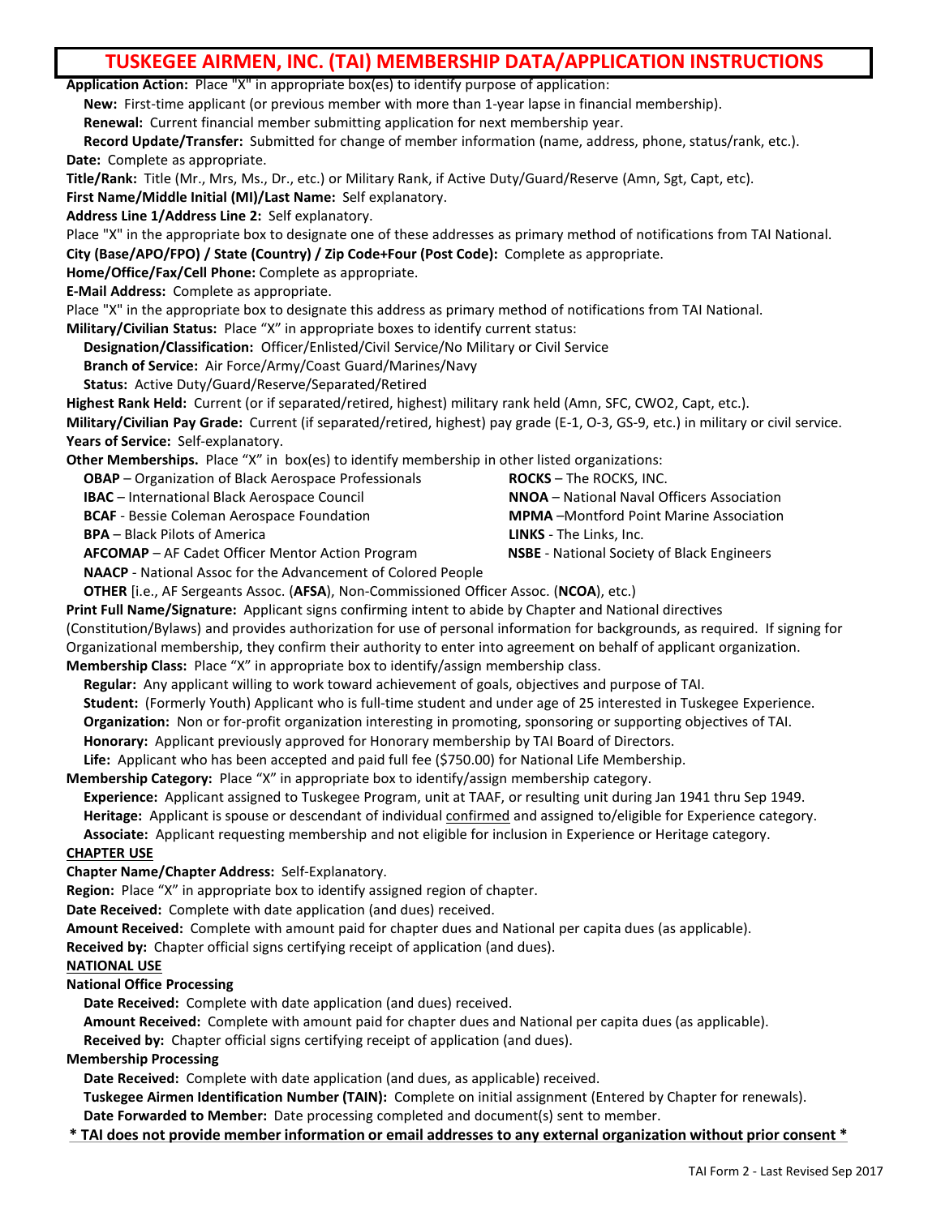# TUSKEGEE AIRMEN, INC. (TAI) MEMBERSHIP DATA/APPLICATION INSTRUCTIONS

**Application Action:** Place "X" in appropriate box(es) to identify purpose of application:

- **New:** First-time applicant (or previous member with more than 1-year lapse in financial membership).
- **Renewal:** Current financial member submitting application for next membership year.
- **Record Update/Transfer:** Submitted for change of member information (name, address, phone, status/rank, etc.).

**Date:** Complete as appropriate.

**Title/Rank:** Title (Mr., Mrs, Ms., Dr., etc.) or Military Rank, if Active Duty/Guard/Reserve (Amn, Sgt, Capt, etc).

**First Name/Middle Initial (MI)/Last Name:** Self explanatory.

**Address Line 1/Address Line 2:** Self explanatory.

Place "X" in the appropriate box to designate one of these addresses as primary method of notifications from TAI National.

**City (Base/APO/FPO) / State (Country) / Zip Code+Four (Post Code):** Complete as appropriate.

**Home/Office/Fax/Cell Phone:** Complete as appropriate.

**E-Mail Address:** Complete as appropriate.

Place "X" in the appropriate box to designate this address as primary method of notifications from TAI National.

**Military/Civilian Status:** Place "X" in appropriate boxes to identify current status:

- **Designation/Classification:** Officer/Enlisted/Civil Service/No Military or Civil Service
- **Branch of Service:** Air Force/Army/Coast Guard/Marines/Navy
- **Status:** Active Duty/Guard/Reserve/Separated/Retired

**Highest Rank Held:** Current (or if separated/retired, highest) military rank held (Amn, SFC, CWO2, Capt, etc.).

**Military/Civilian Pay Grade:** Current (if separated/retired, highest) pay grade (E-1, O-3, GS-9, etc.) in military or civil service.

**Years of Service:** Self-explanatory.

**Other Memberships.** Place "X" in box(es) to identify membership in other listed organizations:

- **OBAP** – Organization of Black Aerospace Professionals
- **IBAC** – International Black Aerospace Council
- **BCAF** - Bessie Coleman Aerospace Foundation
- **BPA** – Black Pilots of America
- **AFCOMAP** – AF Cadet Officer Mentor Action Program
- **NAACP** - National Assoc for the Advancement of Colored People
- **ROCKS** – The ROCKS, INC.
- **NNOA** – National Naval Officers Association
- **MPMA** –Montford Point Marine Association
- **LINKS** - The Links, Inc.
- **NSBE** - National Society of Black Engineers
- **OTHER** [i.e., AF Sergeants Assoc. (**AFSA**), Non-Commissioned Officer Assoc. (**NCOA**), etc.)

**Print Full Name/Signature:** Applicant signs confirming intent to abide by Chapter and National directives (Constitution/Bylaws) and provides authorization for use of personal information for backgrounds, as required. If signing for Organizational membership, they confirm their authority to enter into agreement on behalf of applicant organization.

**Membership Class:** Place "X" in appropriate box to identify/assign membership class.

- **Regular:** Any applicant willing to work toward achievement of goals, objectives and purpose of TAI.
- **Student:** (Formerly Youth) Applicant who is full-time student and under age of 25 interested in Tuskegee Experience.
- **Organization:** Non or for-profit organization interesting in promoting, sponsoring or supporting objectives of TAI.
- **Honorary:** Applicant previously approved for Honorary membership by TAI Board of Directors.
- **Life:** Applicant who has been accepted and paid full fee ($750.00) for National Life Membership.

**Membership Category:** Place "X" in appropriate box to identify/assign membership category.

- **Experience:** Applicant assigned to Tuskegee Program, unit at TAAF, or resulting unit during Jan 1941 thru Sep 1949.
- **Heritage:** Applicant is spouse or descendant of individual confirmed and assigned to/eligible for Experience category.
- **Associate:** Applicant requesting membership and not eligible for inclusion in Experience or Heritage category.

**CHAPTER USE**

**Chapter Name/Chapter Address:** Self-Explanatory.

**Region:** Place "X" in appropriate box to identify assigned region of chapter.

**Date Received:** Complete with date application (and dues) received.

**Amount Received:** Complete with amount paid for chapter dues and National per capita dues (as applicable).

**Received by:** Chapter official signs certifying receipt of application (and dues).

**NATIONAL USE**

**National Office Processing**

- **Date Received:** Complete with date application (and dues) received.
- **Amount Received:** Complete with amount paid for chapter dues and National per capita dues (as applicable).
- **Received by:** Chapter official signs certifying receipt of application (and dues).

**Membership Processing**

- **Date Received:** Complete with date application (and dues, as applicable) received.
- **Tuskegee Airmen Identification Number (TAIN):** Complete on initial assignment (Entered by Chapter for renewals).
- **Date Forwarded to Member:** Date processing completed and document(s) sent to member.

**\* TAI does not provide member information or email addresses to any external organization without prior consent \***

TAI Form 2 - Last Revised Sep 2017